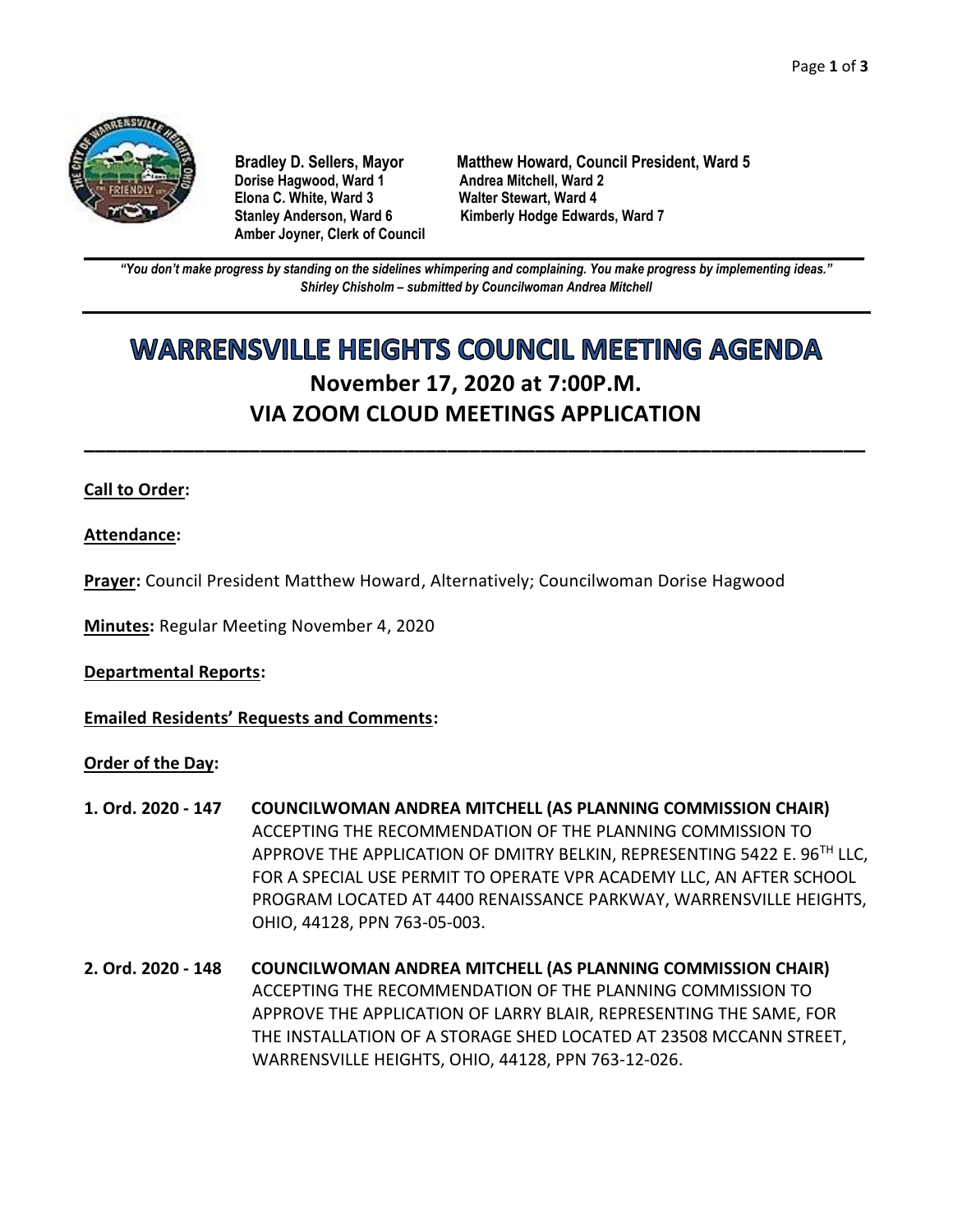**Bradley D. Sellers, Mayor**
**Dorise Hagwood, Ward 1**
**Elona C. White, Ward 3**
**Stanley Anderson, Ward 6**
**Amber Joyner, Clerk of Council**

**Matthew Howard, Council President, Ward 5**
**Andrea Mitchell, Ward 2**
**Walter Stewart, Ward 4**
**Kimberly Hodge Edwards, Ward 7**

---

***"You don't make progress by standing on the sidelines whimpering and complaining. You make progress by implementing ideas."***
***Shirley Chisholm – submitted by Councilwoman Andrea Mitchell***

---

# WARRENSVILLE HEIGHTS COUNCIL MEETING AGENDA

## November 17, 2020 at 7:00P.M.
## VIA ZOOM CLOUD MEETINGS APPLICATION

---

**Call to Order:**

**Attendance:**

**Prayer:** Council President Matthew Howard, Alternatively; Councilwoman Dorise Hagwood

**Minutes:** Regular Meeting November 4, 2020

**Departmental Reports:**

**Emailed Residents' Requests and Comments:**

**Order of the Day:**

**1. Ord. 2020 - 147** **COUNCILWOMAN ANDREA MITCHELL (AS PLANNING COMMISSION CHAIR)** ACCEPTING THE RECOMMENDATION OF THE PLANNING COMMISSION TO APPROVE THE APPLICATION OF DMITRY BELKIN, REPRESENTING 5422 E. 96TH LLC, FOR A SPECIAL USE PERMIT TO OPERATE VPR ACADEMY LLC, AN AFTER SCHOOL PROGRAM LOCATED AT 4400 RENAISSANCE PARKWAY, WARRENSVILLE HEIGHTS, OHIO, 44128, PPN 763-05-003.

**2. Ord. 2020 - 148** **COUNCILWOMAN ANDREA MITCHELL (AS PLANNING COMMISSION CHAIR)** ACCEPTING THE RECOMMENDATION OF THE PLANNING COMMISSION TO APPROVE THE APPLICATION OF LARRY BLAIR, REPRESENTING THE SAME, FOR THE INSTALLATION OF A STORAGE SHED LOCATED AT 23508 MCCANN STREET, WARRENSVILLE HEIGHTS, OHIO, 44128, PPN 763-12-026.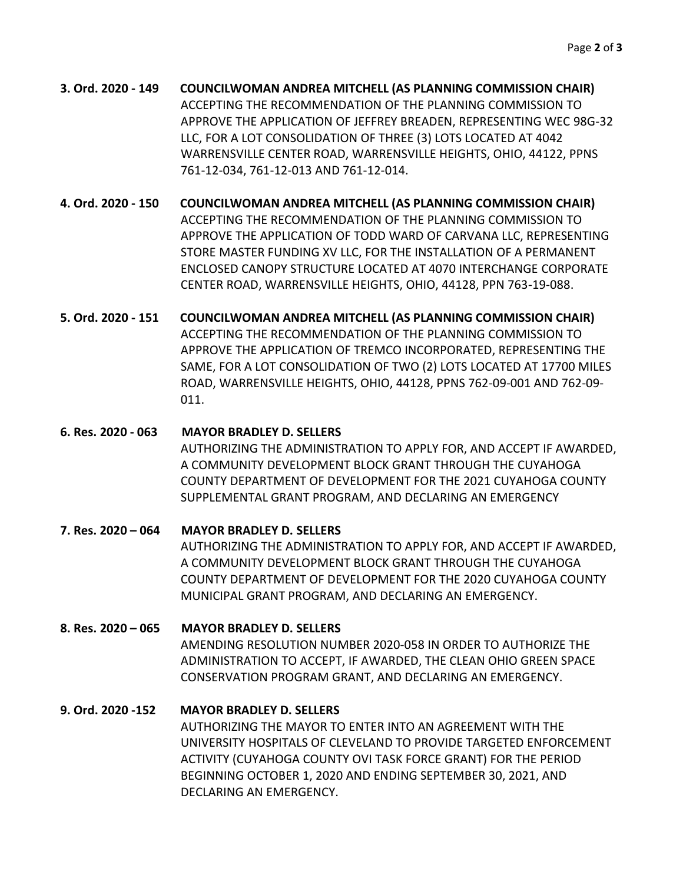**3. Ord. 2020 - 149 COUNCILWOMAN ANDREA MITCHELL (AS PLANNING COMMISSION CHAIR)**
ACCEPTING THE RECOMMENDATION OF THE PLANNING COMMISSION TO APPROVE THE APPLICATION OF JEFFREY BREADEN, REPRESENTING WEC 98G-32 LLC, FOR A LOT CONSOLIDATION OF THREE (3) LOTS LOCATED AT 4042 WARRENSVILLE CENTER ROAD, WARRENSVILLE HEIGHTS, OHIO, 44122, PPNS 761-12-034, 761-12-013 AND 761-12-014.

**4. Ord. 2020 - 150 COUNCILWOMAN ANDREA MITCHELL (AS PLANNING COMMISSION CHAIR)**
ACCEPTING THE RECOMMENDATION OF THE PLANNING COMMISSION TO APPROVE THE APPLICATION OF TODD WARD OF CARVANA LLC, REPRESENTING STORE MASTER FUNDING XV LLC, FOR THE INSTALLATION OF A PERMANENT ENCLOSED CANOPY STRUCTURE LOCATED AT 4070 INTERCHANGE CORPORATE CENTER ROAD, WARRENSVILLE HEIGHTS, OHIO, 44128, PPN 763-19-088.

**5. Ord. 2020 - 151 COUNCILWOMAN ANDREA MITCHELL (AS PLANNING COMMISSION CHAIR)**
ACCEPTING THE RECOMMENDATION OF THE PLANNING COMMISSION TO APPROVE THE APPLICATION OF TREMCO INCORPORATED, REPRESENTING THE SAME, FOR A LOT CONSOLIDATION OF TWO (2) LOTS LOCATED AT 17700 MILES ROAD, WARRENSVILLE HEIGHTS, OHIO, 44128, PPNS 762-09-001 AND 762-09-011.

**6. Res. 2020 - 063 MAYOR BRADLEY D. SELLERS**
AUTHORIZING THE ADMINISTRATION TO APPLY FOR, AND ACCEPT IF AWARDED, A COMMUNITY DEVELOPMENT BLOCK GRANT THROUGH THE CUYAHOGA COUNTY DEPARTMENT OF DEVELOPMENT FOR THE 2021 CUYAHOGA COUNTY SUPPLEMENTAL GRANT PROGRAM, AND DECLARING AN EMERGENCY

**7. Res. 2020 – 064 MAYOR BRADLEY D. SELLERS**
AUTHORIZING THE ADMINISTRATION TO APPLY FOR, AND ACCEPT IF AWARDED, A COMMUNITY DEVELOPMENT BLOCK GRANT THROUGH THE CUYAHOGA COUNTY DEPARTMENT OF DEVELOPMENT FOR THE 2020 CUYAHOGA COUNTY MUNICIPAL GRANT PROGRAM, AND DECLARING AN EMERGENCY.

**8. Res. 2020 – 065 MAYOR BRADLEY D. SELLERS**
AMENDING RESOLUTION NUMBER 2020-058 IN ORDER TO AUTHORIZE THE ADMINISTRATION TO ACCEPT, IF AWARDED, THE CLEAN OHIO GREEN SPACE CONSERVATION PROGRAM GRANT, AND DECLARING AN EMERGENCY.

**9. Ord. 2020 -152 MAYOR BRADLEY D. SELLERS**
AUTHORIZING THE MAYOR TO ENTER INTO AN AGREEMENT WITH THE UNIVERSITY HOSPITALS OF CLEVELAND TO PROVIDE TARGETED ENFORCEMENT ACTIVITY (CUYAHOGA COUNTY OVI TASK FORCE GRANT) FOR THE PERIOD BEGINNING OCTOBER 1, 2020 AND ENDING SEPTEMBER 30, 2021, AND DECLARING AN EMERGENCY.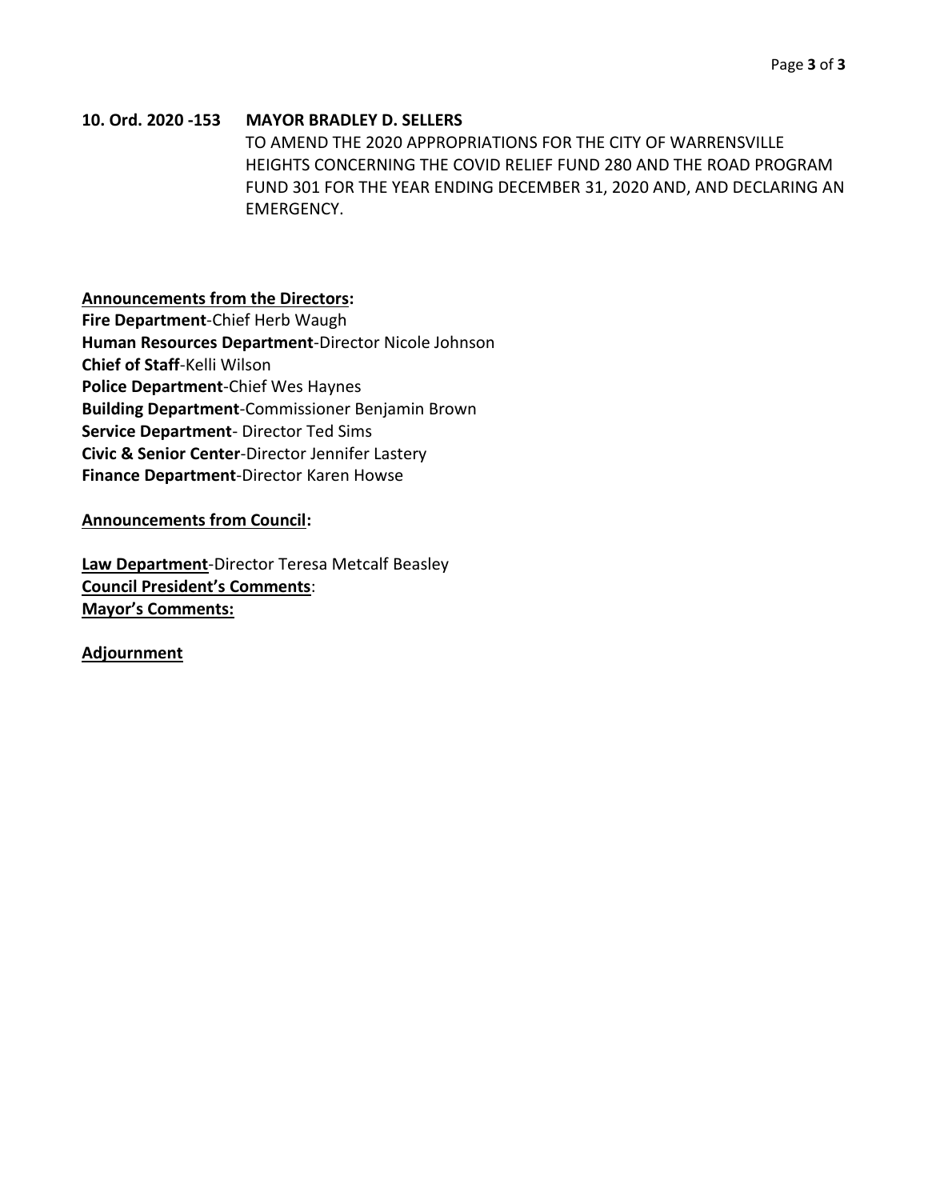**10. Ord. 2020 -153 MAYOR BRADLEY D. SELLERS**

TO AMEND THE 2020 APPROPRIATIONS FOR THE CITY OF WARRENSVILLE HEIGHTS CONCERNING THE COVID RELIEF FUND 280 AND THE ROAD PROGRAM FUND 301 FOR THE YEAR ENDING DECEMBER 31, 2020 AND, AND DECLARING AN EMERGENCY.

**Announcements from the Directors:**

**Fire Department**-Chief Herb Waugh
**Human Resources Department**-Director Nicole Johnson
**Chief of Staff**-Kelli Wilson
**Police Department**-Chief Wes Haynes
**Building Department**-Commissioner Benjamin Brown
**Service Department**- Director Ted Sims
**Civic & Senior Center**-Director Jennifer Lastery
**Finance Department**-Director Karen Howse

**Announcements from Council:**

**Law Department**-Director Teresa Metcalf Beasley
**Council President's Comments**:
**Mayor's Comments:**

**Adjournment**